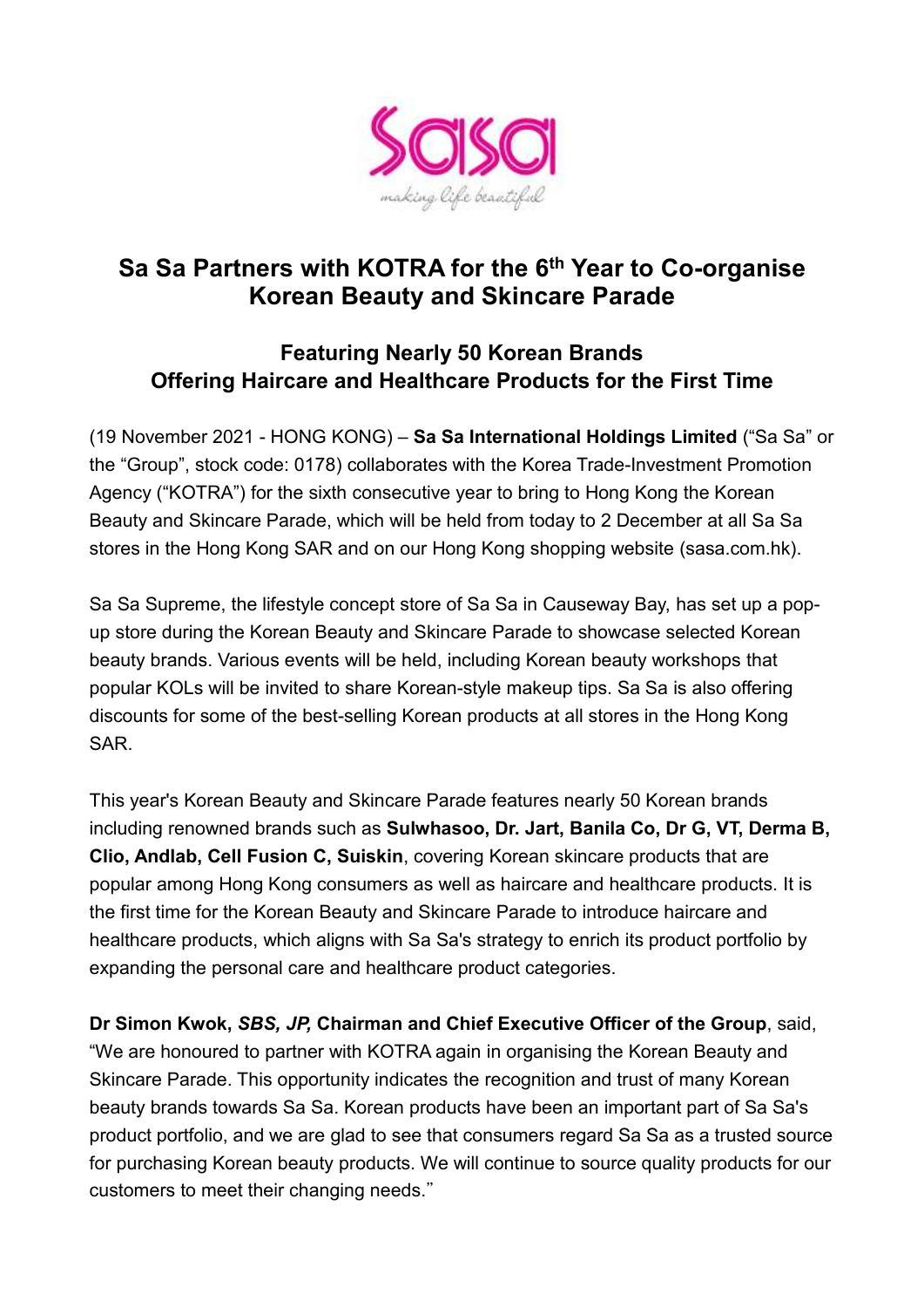# Sa Sa Partners with KOTRA for the 6th Year to Co-organise Korean Beauty and Skincare Parade

## Featuring Nearly 50 Korean Brands
## Offering Haircare and Healthcare Products for the First Time

(19 November 2021 - HONG KONG) – **Sa Sa International Holdings Limited** ("Sa Sa" or the "Group", stock code: 0178) collaborates with the Korea Trade-Investment Promotion Agency ("KOTRA") for the sixth consecutive year to bring to Hong Kong the Korean Beauty and Skincare Parade, which will be held from today to 2 December at all Sa Sa stores in the Hong Kong SAR and on our Hong Kong shopping website (sasa.com.hk).

Sa Sa Supreme, the lifestyle concept store of Sa Sa in Causeway Bay, has set up a pop-up store during the Korean Beauty and Skincare Parade to showcase selected Korean beauty brands. Various events will be held, including Korean beauty workshops that popular KOLs will be invited to share Korean-style makeup tips. Sa Sa is also offering discounts for some of the best-selling Korean products at all stores in the Hong Kong SAR.

This year's Korean Beauty and Skincare Parade features nearly 50 Korean brands including renowned brands such as **Sulwhasoo, Dr. Jart, Banila Co, Dr G, VT, Derma B, Clio, Andlab, Cell Fusion C, Suiskin**, covering Korean skincare products that are popular among Hong Kong consumers as well as haircare and healthcare products. It is the first time for the Korean Beauty and Skincare Parade to introduce haircare and healthcare products, which aligns with Sa Sa's strategy to enrich its product portfolio by expanding the personal care and healthcare product categories.

**Dr Simon Kwok, *SBS, JP,* Chairman and Chief Executive Officer of the Group**, said, "We are honoured to partner with KOTRA again in organising the Korean Beauty and Skincare Parade. This opportunity indicates the recognition and trust of many Korean beauty brands towards Sa Sa. Korean products have been an important part of Sa Sa's product portfolio, and we are glad to see that consumers regard Sa Sa as a trusted source for purchasing Korean beauty products. We will continue to source quality products for our customers to meet their changing needs."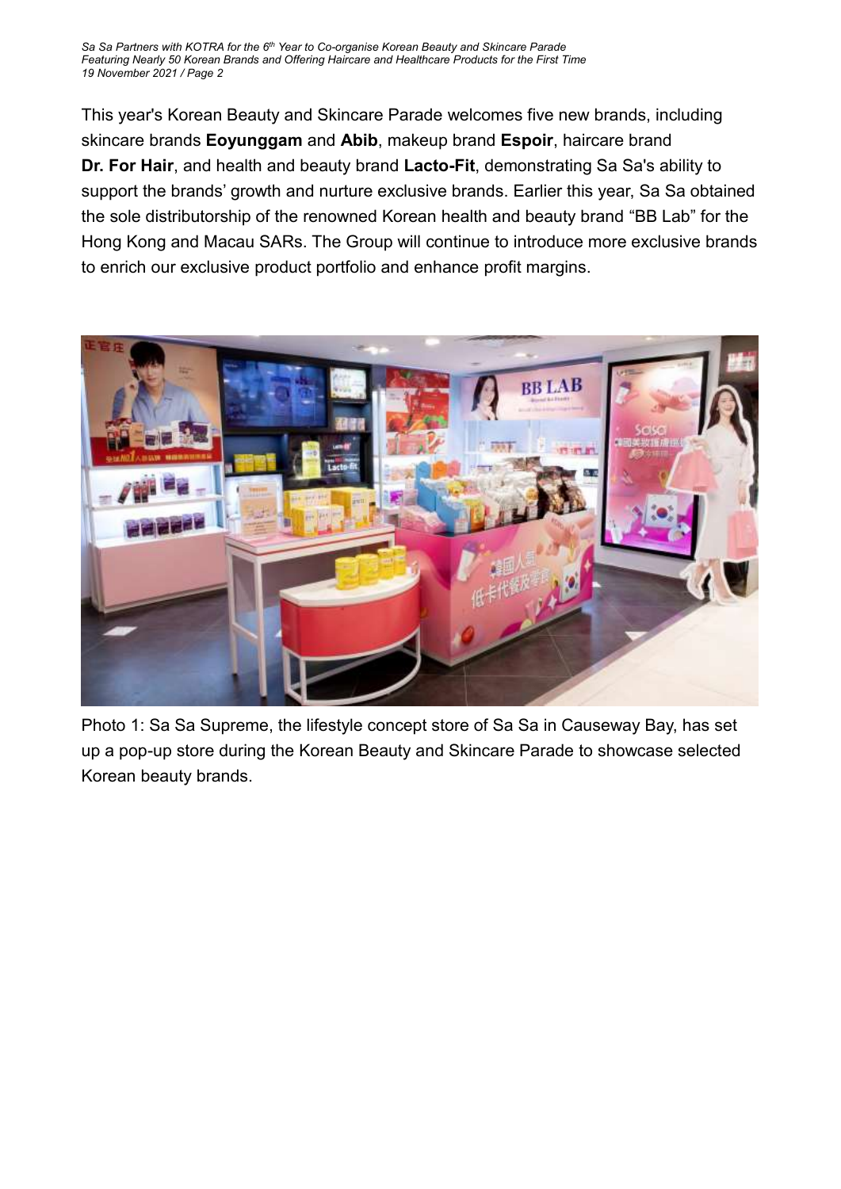This year's Korean Beauty and Skincare Parade welcomes five new brands, including skincare brands **Eoyunggam** and **Abib**, makeup brand **Espoir**, haircare brand **Dr. For Hair**, and health and beauty brand **Lacto-Fit**, demonstrating Sa Sa's ability to support the brands' growth and nurture exclusive brands. Earlier this year, Sa Sa obtained the sole distributorship of the renowned Korean health and beauty brand "BB Lab" for the Hong Kong and Macau SARs. The Group will continue to introduce more exclusive brands to enrich our exclusive product portfolio and enhance profit margins.

Photo 1: Sa Sa Supreme, the lifestyle concept store of Sa Sa in Causeway Bay, has set up a pop-up store during the Korean Beauty and Skincare Parade to showcase selected Korean beauty brands.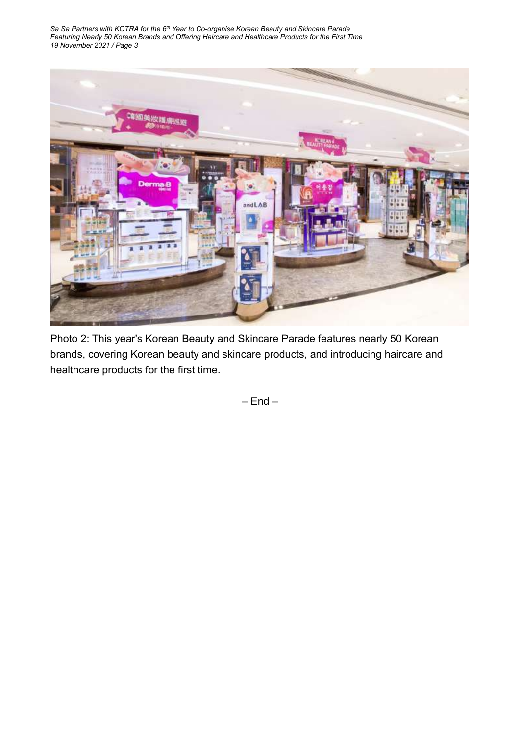Photo 2: This year's Korean Beauty and Skincare Parade features nearly 50 Korean brands, covering Korean beauty and skincare products, and introducing haircare and healthcare products for the first time.

– End –